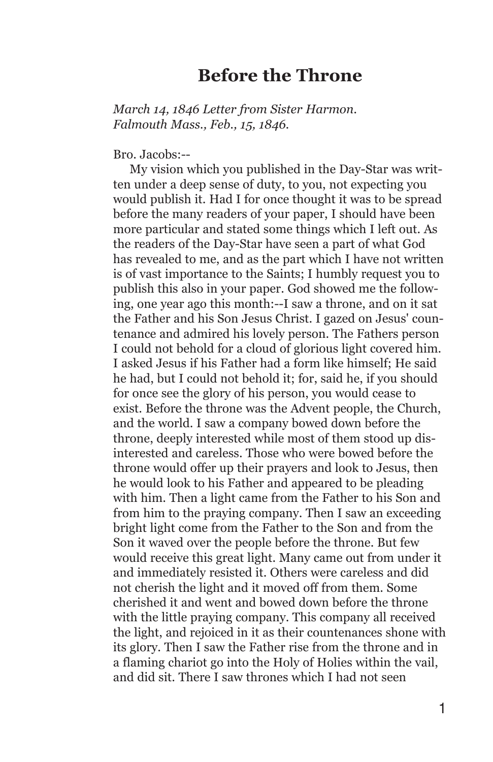# Before the Throne

*March 14, 1846 Letter from Sister Harmon.*
*Falmouth Mass., Feb., 15, 1846.*

Bro. Jacobs:--

My vision which you published in the Day-Star was written under a deep sense of duty, to you, not expecting you would publish it. Had I for once thought it was to be spread before the many readers of your paper, I should have been more particular and stated some things which I left out. As the readers of the Day-Star have seen a part of what God has revealed to me, and as the part which I have not written is of vast importance to the Saints; I humbly request you to publish this also in your paper. God showed me the following, one year ago this month:--I saw a throne, and on it sat the Father and his Son Jesus Christ. I gazed on Jesus' countenance and admired his lovely person. The Fathers person I could not behold for a cloud of glorious light covered him. I asked Jesus if his Father had a form like himself; He said he had, but I could not behold it; for, said he, if you should for once see the glory of his person, you would cease to exist. Before the throne was the Advent people, the Church, and the world. I saw a company bowed down before the throne, deeply interested while most of them stood up disinterested and careless. Those who were bowed before the throne would offer up their prayers and look to Jesus, then he would look to his Father and appeared to be pleading with him. Then a light came from the Father to his Son and from him to the praying company. Then I saw an exceeding bright light come from the Father to the Son and from the Son it waved over the people before the throne. But few would receive this great light. Many came out from under it and immediately resisted it. Others were careless and did not cherish the light and it moved off from them. Some cherished it and went and bowed down before the throne with the little praying company. This company all received the light, and rejoiced in it as their countenances shone with its glory. Then I saw the Father rise from the throne and in a flaming chariot go into the Holy of Holies within the vail, and did sit. There I saw thrones which I had not seen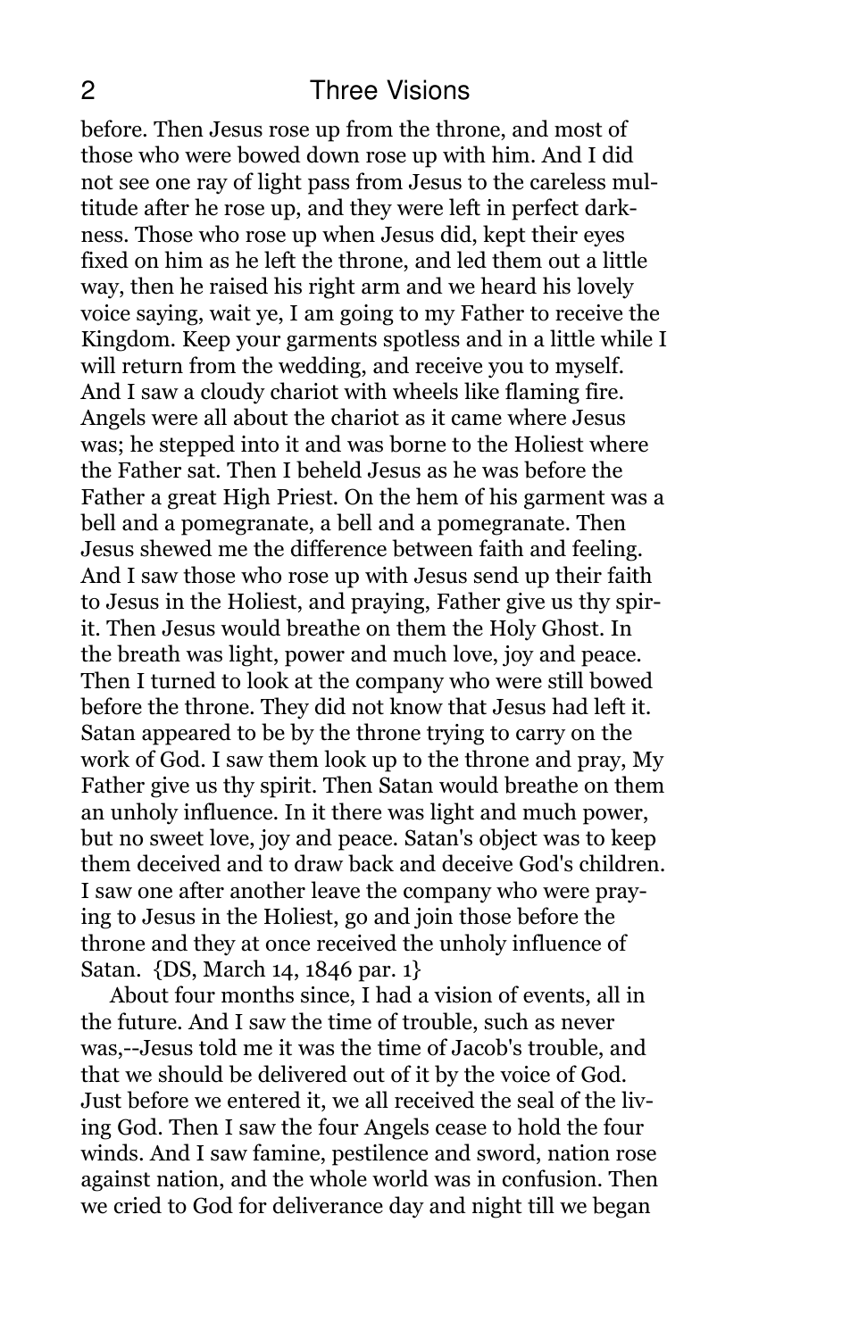before. Then Jesus rose up from the throne, and most of those who were bowed down rose up with him. And I did not see one ray of light pass from Jesus to the careless multitude after he rose up, and they were left in perfect darkness. Those who rose up when Jesus did, kept their eyes fixed on him as he left the throne, and led them out a little way, then he raised his right arm and we heard his lovely voice saying, wait ye, I am going to my Father to receive the Kingdom. Keep your garments spotless and in a little while I will return from the wedding, and receive you to myself. And I saw a cloudy chariot with wheels like flaming fire. Angels were all about the chariot as it came where Jesus was; he stepped into it and was borne to the Holiest where the Father sat. Then I beheld Jesus as he was before the Father a great High Priest. On the hem of his garment was a bell and a pomegranate, a bell and a pomegranate. Then Jesus shewed me the difference between faith and feeling. And I saw those who rose up with Jesus send up their faith to Jesus in the Holiest, and praying, Father give us thy spirit. Then Jesus would breathe on them the Holy Ghost. In the breath was light, power and much love, joy and peace. Then I turned to look at the company who were still bowed before the throne. They did not know that Jesus had left it. Satan appeared to be by the throne trying to carry on the work of God. I saw them look up to the throne and pray, My Father give us thy spirit. Then Satan would breathe on them an unholy influence. In it there was light and much power, but no sweet love, joy and peace. Satan's object was to keep them deceived and to draw back and deceive God's children. I saw one after another leave the company who were praying to Jesus in the Holiest, go and join those before the throne and they at once received the unholy influence of Satan. {DS, March 14, 1846 par. 1}

About four months since, I had a vision of events, all in the future. And I saw the time of trouble, such as never was,--Jesus told me it was the time of Jacob's trouble, and that we should be delivered out of it by the voice of God. Just before we entered it, we all received the seal of the living God. Then I saw the four Angels cease to hold the four winds. And I saw famine, pestilence and sword, nation rose against nation, and the whole world was in confusion. Then we cried to God for deliverance day and night till we began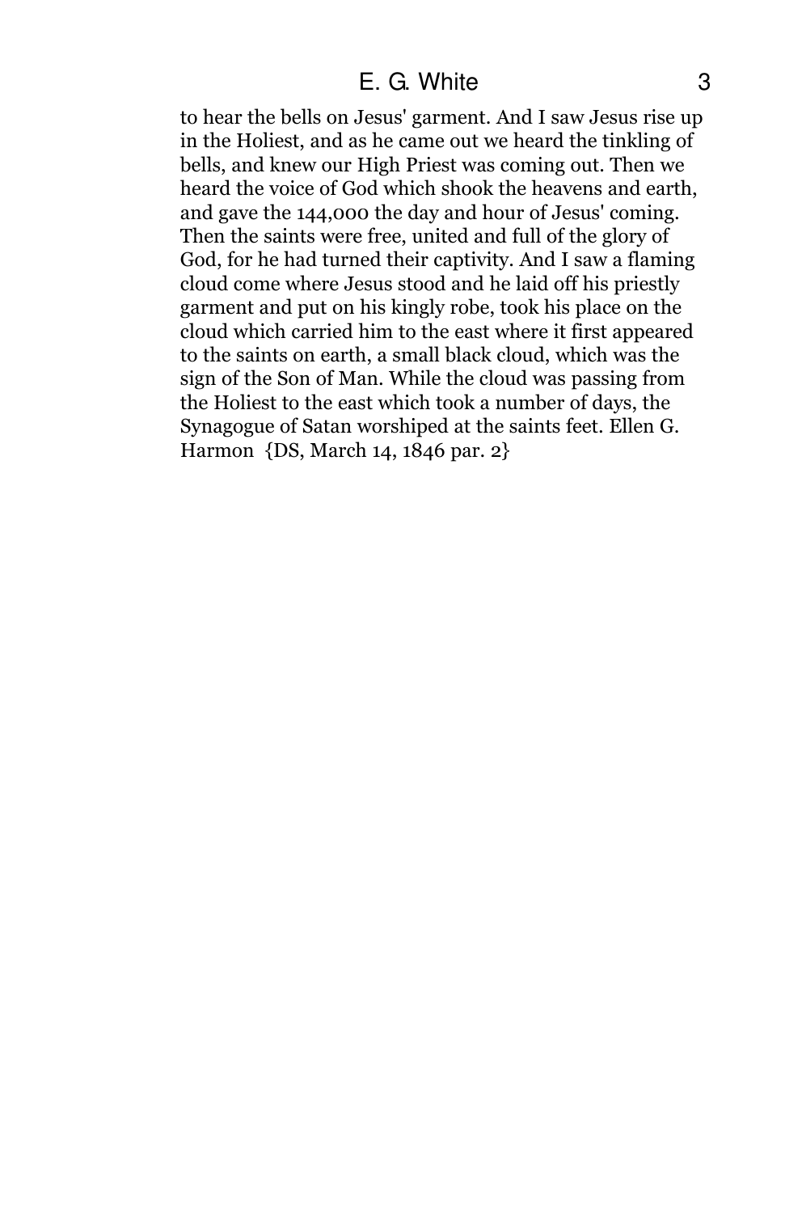to hear the bells on Jesus' garment. And I saw Jesus rise up in the Holiest, and as he came out we heard the tinkling of bells, and knew our High Priest was coming out. Then we heard the voice of God which shook the heavens and earth, and gave the 144,000 the day and hour of Jesus' coming. Then the saints were free, united and full of the glory of God, for he had turned their captivity. And I saw a flaming cloud come where Jesus stood and he laid off his priestly garment and put on his kingly robe, took his place on the cloud which carried him to the east where it first appeared to the saints on earth, a small black cloud, which was the sign of the Son of Man. While the cloud was passing from the Holiest to the east which took a number of days, the Synagogue of Satan worshiped at the saints feet. Ellen G. Harmon {DS, March 14, 1846 par. 2}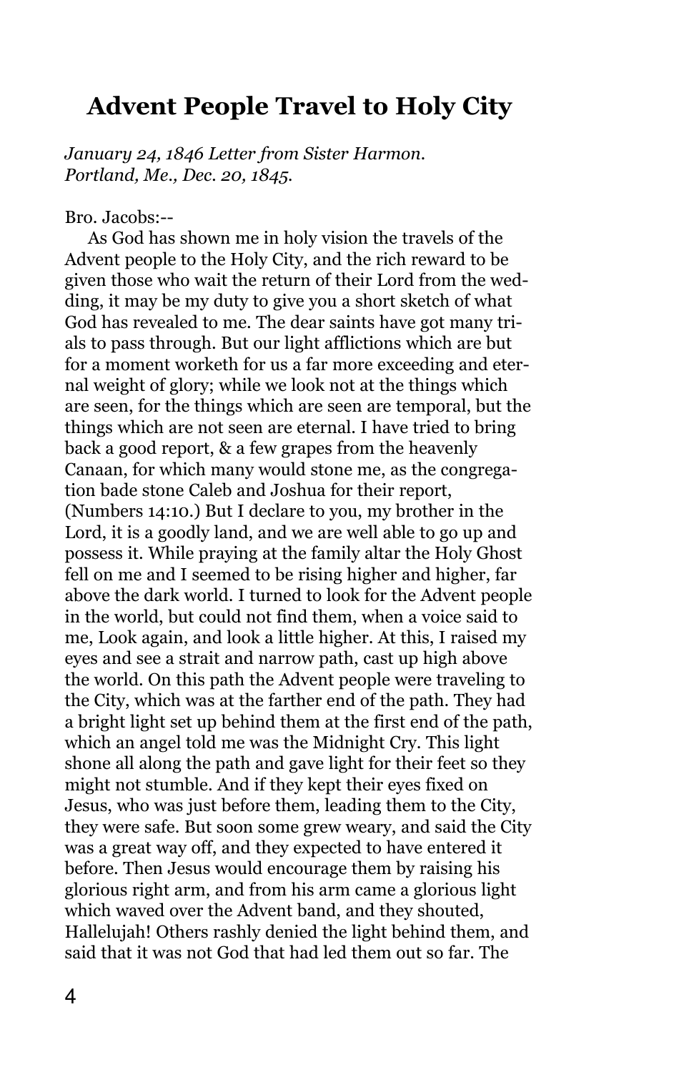# Advent People Travel to Holy City

*January 24, 1846 Letter from Sister Harmon.*
*Portland, Me., Dec. 20, 1845.*

Bro. Jacobs:--

As God has shown me in holy vision the travels of the Advent people to the Holy City, and the rich reward to be given those who wait the return of their Lord from the wedding, it may be my duty to give you a short sketch of what God has revealed to me. The dear saints have got many trials to pass through. But our light afflictions which are but for a moment worketh for us a far more exceeding and eternal weight of glory; while we look not at the things which are seen, for the things which are seen are temporal, but the things which are not seen are eternal. I have tried to bring back a good report, & a few grapes from the heavenly Canaan, for which many would stone me, as the congregation bade stone Caleb and Joshua for their report, (Numbers 14:10.) But I declare to you, my brother in the Lord, it is a goodly land, and we are well able to go up and possess it. While praying at the family altar the Holy Ghost fell on me and I seemed to be rising higher and higher, far above the dark world. I turned to look for the Advent people in the world, but could not find them, when a voice said to me, Look again, and look a little higher. At this, I raised my eyes and see a strait and narrow path, cast up high above the world. On this path the Advent people were traveling to the City, which was at the farther end of the path. They had a bright light set up behind them at the first end of the path, which an angel told me was the Midnight Cry. This light shone all along the path and gave light for their feet so they might not stumble. And if they kept their eyes fixed on Jesus, who was just before them, leading them to the City, they were safe. But soon some grew weary, and said the City was a great way off, and they expected to have entered it before. Then Jesus would encourage them by raising his glorious right arm, and from his arm came a glorious light which waved over the Advent band, and they shouted, Hallelujah! Others rashly denied the light behind them, and said that it was not God that had led them out so far. The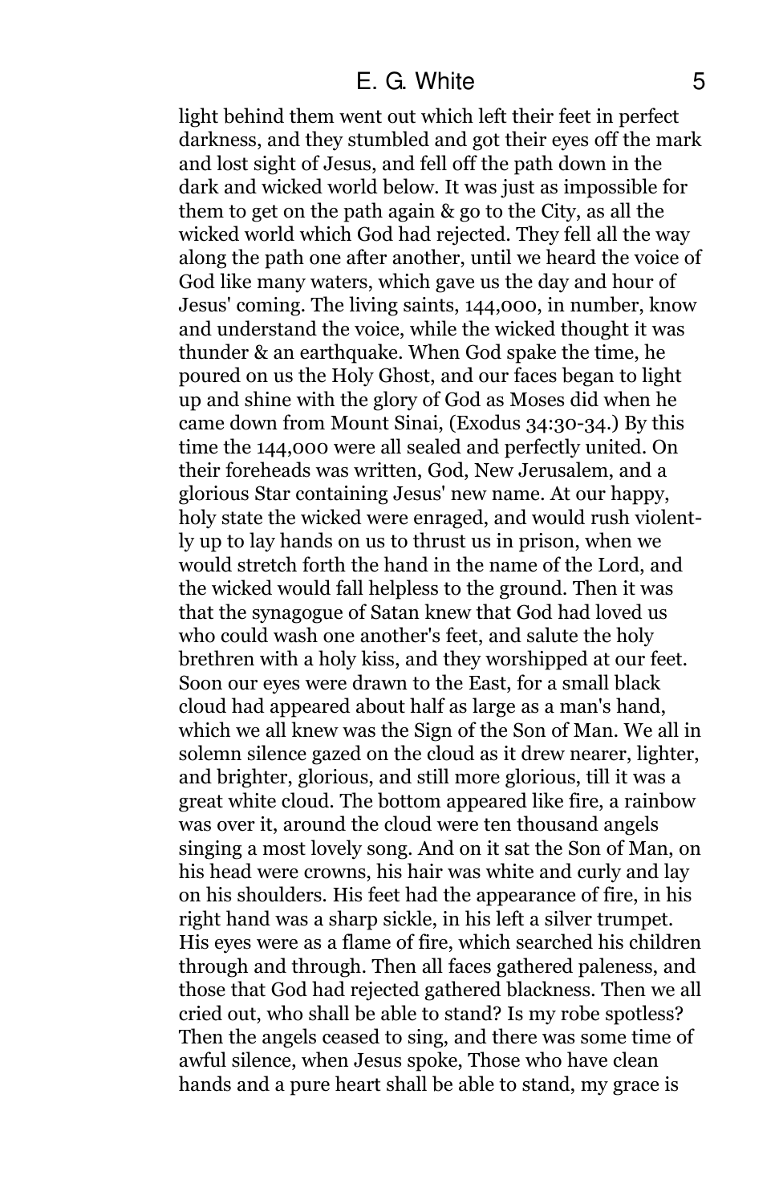light behind them went out which left their feet in perfect darkness, and they stumbled and got their eyes off the mark and lost sight of Jesus, and fell off the path down in the dark and wicked world below. It was just as impossible for them to get on the path again & go to the City, as all the wicked world which God had rejected. They fell all the way along the path one after another, until we heard the voice of God like many waters, which gave us the day and hour of Jesus' coming. The living saints, 144,000, in number, know and understand the voice, while the wicked thought it was thunder & an earthquake. When God spake the time, he poured on us the Holy Ghost, and our faces began to light up and shine with the glory of God as Moses did when he came down from Mount Sinai, (Exodus 34:30-34.) By this time the 144,000 were all sealed and perfectly united. On their foreheads was written, God, New Jerusalem, and a glorious Star containing Jesus' new name. At our happy, holy state the wicked were enraged, and would rush violently up to lay hands on us to thrust us in prison, when we would stretch forth the hand in the name of the Lord, and the wicked would fall helpless to the ground. Then it was that the synagogue of Satan knew that God had loved us who could wash one another's feet, and salute the holy brethren with a holy kiss, and they worshipped at our feet. Soon our eyes were drawn to the East, for a small black cloud had appeared about half as large as a man's hand, which we all knew was the Sign of the Son of Man. We all in solemn silence gazed on the cloud as it drew nearer, lighter, and brighter, glorious, and still more glorious, till it was a great white cloud. The bottom appeared like fire, a rainbow was over it, around the cloud were ten thousand angels singing a most lovely song. And on it sat the Son of Man, on his head were crowns, his hair was white and curly and lay on his shoulders. His feet had the appearance of fire, in his right hand was a sharp sickle, in his left a silver trumpet. His eyes were as a flame of fire, which searched his children through and through. Then all faces gathered paleness, and those that God had rejected gathered blackness. Then we all cried out, who shall be able to stand? Is my robe spotless? Then the angels ceased to sing, and there was some time of awful silence, when Jesus spoke, Those who have clean hands and a pure heart shall be able to stand, my grace is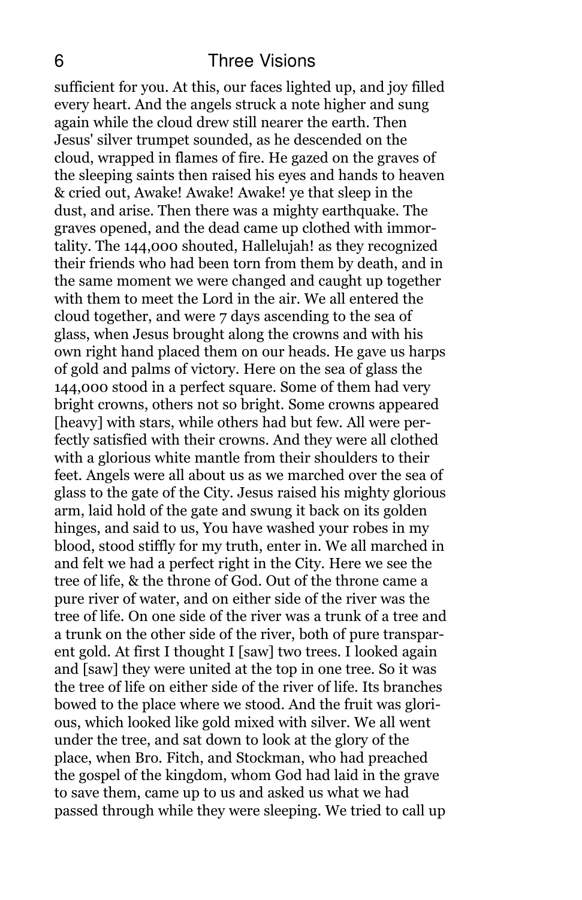sufficient for you. At this, our faces lighted up, and joy filled every heart. And the angels struck a note higher and sung again while the cloud drew still nearer the earth. Then Jesus' silver trumpet sounded, as he descended on the cloud, wrapped in flames of fire. He gazed on the graves of the sleeping saints then raised his eyes and hands to heaven & cried out, Awake! Awake! Awake! ye that sleep in the dust, and arise. Then there was a mighty earthquake. The graves opened, and the dead came up clothed with immortality. The 144,000 shouted, Hallelujah! as they recognized their friends who had been torn from them by death, and in the same moment we were changed and caught up together with them to meet the Lord in the air. We all entered the cloud together, and were 7 days ascending to the sea of glass, when Jesus brought along the crowns and with his own right hand placed them on our heads. He gave us harps of gold and palms of victory. Here on the sea of glass the 144,000 stood in a perfect square. Some of them had very bright crowns, others not so bright. Some crowns appeared [heavy] with stars, while others had but few. All were perfectly satisfied with their crowns. And they were all clothed with a glorious white mantle from their shoulders to their feet. Angels were all about us as we marched over the sea of glass to the gate of the City. Jesus raised his mighty glorious arm, laid hold of the gate and swung it back on its golden hinges, and said to us, You have washed your robes in my blood, stood stiffly for my truth, enter in. We all marched in and felt we had a perfect right in the City. Here we see the tree of life, & the throne of God. Out of the throne came a pure river of water, and on either side of the river was the tree of life. On one side of the river was a trunk of a tree and a trunk on the other side of the river, both of pure transparent gold. At first I thought I [saw] two trees. I looked again and [saw] they were united at the top in one tree. So it was the tree of life on either side of the river of life. Its branches bowed to the place where we stood. And the fruit was glorious, which looked like gold mixed with silver. We all went under the tree, and sat down to look at the glory of the place, when Bro. Fitch, and Stockman, who had preached the gospel of the kingdom, whom God had laid in the grave to save them, came up to us and asked us what we had passed through while they were sleeping. We tried to call up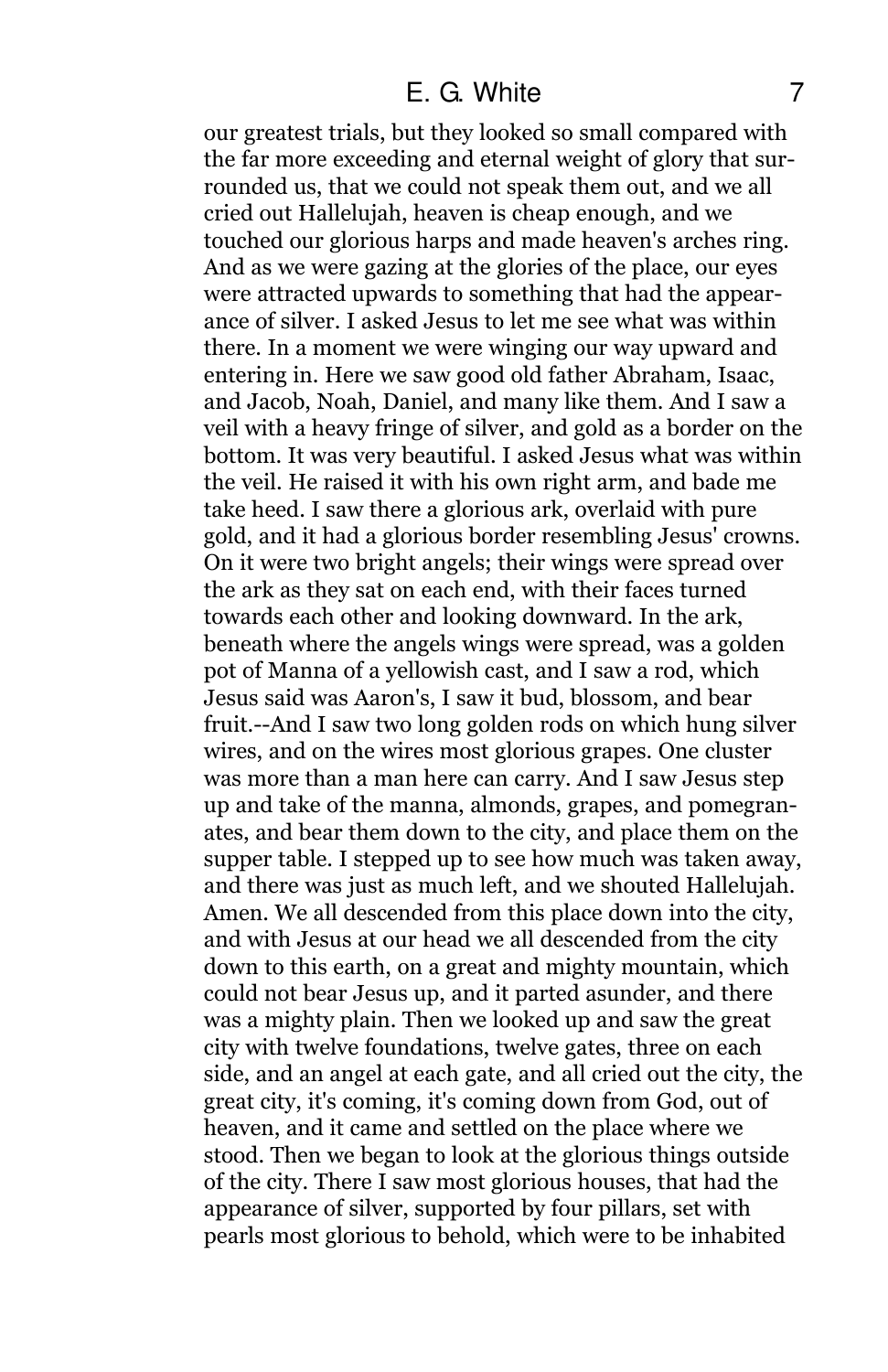our greatest trials, but they looked so small compared with the far more exceeding and eternal weight of glory that surrounded us, that we could not speak them out, and we all cried out Hallelujah, heaven is cheap enough, and we touched our glorious harps and made heaven's arches ring. And as we were gazing at the glories of the place, our eyes were attracted upwards to something that had the appearance of silver. I asked Jesus to let me see what was within there. In a moment we were winging our way upward and entering in. Here we saw good old father Abraham, Isaac, and Jacob, Noah, Daniel, and many like them. And I saw a veil with a heavy fringe of silver, and gold as a border on the bottom. It was very beautiful. I asked Jesus what was within the veil. He raised it with his own right arm, and bade me take heed. I saw there a glorious ark, overlaid with pure gold, and it had a glorious border resembling Jesus' crowns. On it were two bright angels; their wings were spread over the ark as they sat on each end, with their faces turned towards each other and looking downward. In the ark, beneath where the angels wings were spread, was a golden pot of Manna of a yellowish cast, and I saw a rod, which Jesus said was Aaron's, I saw it bud, blossom, and bear fruit.--And I saw two long golden rods on which hung silver wires, and on the wires most glorious grapes. One cluster was more than a man here can carry. And I saw Jesus step up and take of the manna, almonds, grapes, and pomegranates, and bear them down to the city, and place them on the supper table. I stepped up to see how much was taken away, and there was just as much left, and we shouted Hallelujah. Amen. We all descended from this place down into the city, and with Jesus at our head we all descended from the city down to this earth, on a great and mighty mountain, which could not bear Jesus up, and it parted asunder, and there was a mighty plain. Then we looked up and saw the great city with twelve foundations, twelve gates, three on each side, and an angel at each gate, and all cried out the city, the great city, it's coming, it's coming down from God, out of heaven, and it came and settled on the place where we stood. Then we began to look at the glorious things outside of the city. There I saw most glorious houses, that had the appearance of silver, supported by four pillars, set with pearls most glorious to behold, which were to be inhabited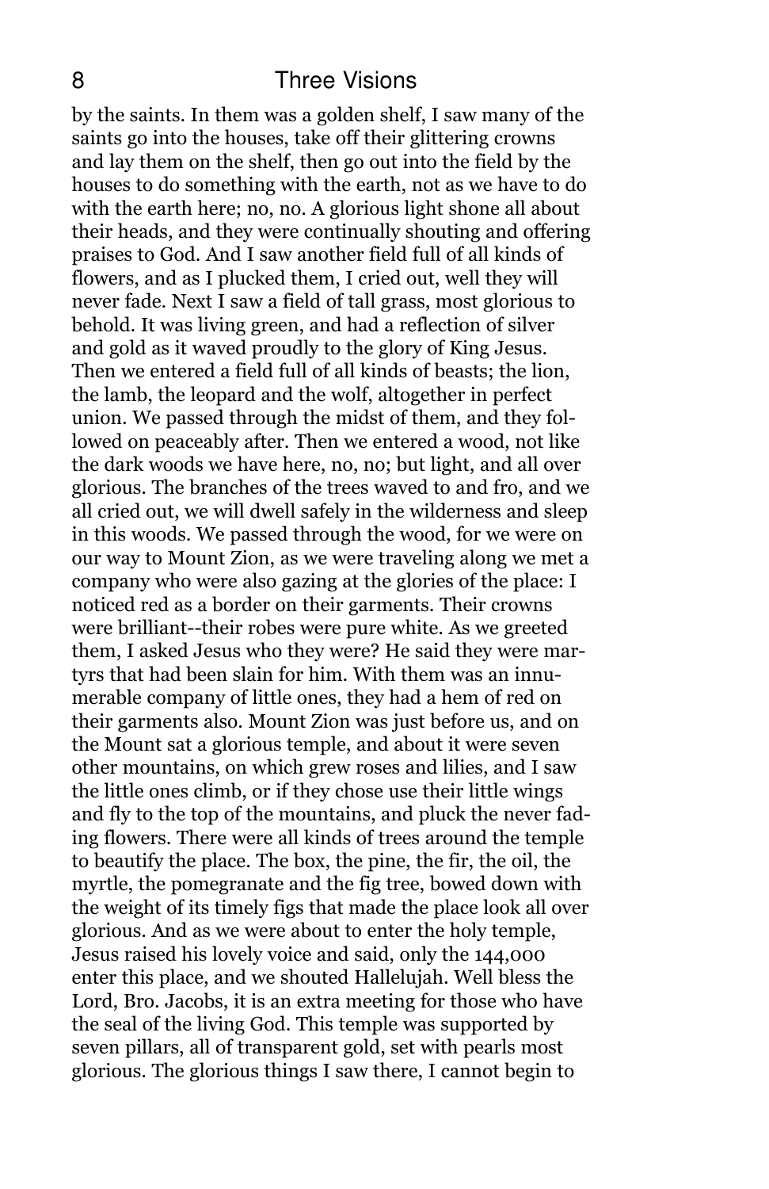by the saints. In them was a golden shelf, I saw many of the saints go into the houses, take off their glittering crowns and lay them on the shelf, then go out into the field by the houses to do something with the earth, not as we have to do with the earth here; no, no. A glorious light shone all about their heads, and they were continually shouting and offering praises to God. And I saw another field full of all kinds of flowers, and as I plucked them, I cried out, well they will never fade. Next I saw a field of tall grass, most glorious to behold. It was living green, and had a reflection of silver and gold as it waved proudly to the glory of King Jesus. Then we entered a field full of all kinds of beasts; the lion, the lamb, the leopard and the wolf, altogether in perfect union. We passed through the midst of them, and they followed on peaceably after. Then we entered a wood, not like the dark woods we have here, no, no; but light, and all over glorious. The branches of the trees waved to and fro, and we all cried out, we will dwell safely in the wilderness and sleep in this woods. We passed through the wood, for we were on our way to Mount Zion, as we were traveling along we met a company who were also gazing at the glories of the place: I noticed red as a border on their garments. Their crowns were brilliant--their robes were pure white. As we greeted them, I asked Jesus who they were? He said they were martyrs that had been slain for him. With them was an innumerable company of little ones, they had a hem of red on their garments also. Mount Zion was just before us, and on the Mount sat a glorious temple, and about it were seven other mountains, on which grew roses and lilies, and I saw the little ones climb, or if they chose use their little wings and fly to the top of the mountains, and pluck the never fading flowers. There were all kinds of trees around the temple to beautify the place. The box, the pine, the fir, the oil, the myrtle, the pomegranate and the fig tree, bowed down with the weight of its timely figs that made the place look all over glorious. And as we were about to enter the holy temple, Jesus raised his lovely voice and said, only the 144,000 enter this place, and we shouted Hallelujah. Well bless the Lord, Bro. Jacobs, it is an extra meeting for those who have the seal of the living God. This temple was supported by seven pillars, all of transparent gold, set with pearls most glorious. The glorious things I saw there, I cannot begin to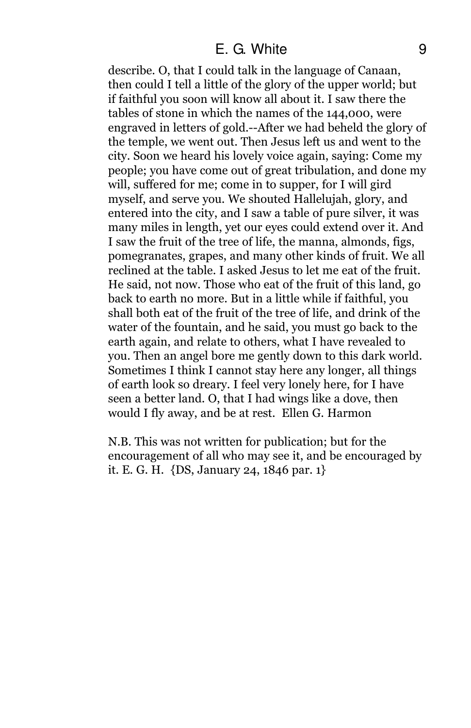describe. O, that I could talk in the language of Canaan, then could I tell a little of the glory of the upper world; but if faithful you soon will know all about it. I saw there the tables of stone in which the names of the 144,000, were engraved in letters of gold.--After we had beheld the glory of the temple, we went out. Then Jesus left us and went to the city. Soon we heard his lovely voice again, saying: Come my people; you have come out of great tribulation, and done my will, suffered for me; come in to supper, for I will gird myself, and serve you. We shouted Hallelujah, glory, and entered into the city, and I saw a table of pure silver, it was many miles in length, yet our eyes could extend over it. And I saw the fruit of the tree of life, the manna, almonds, figs, pomegranates, grapes, and many other kinds of fruit. We all reclined at the table. I asked Jesus to let me eat of the fruit. He said, not now. Those who eat of the fruit of this land, go back to earth no more. But in a little while if faithful, you shall both eat of the fruit of the tree of life, and drink of the water of the fountain, and he said, you must go back to the earth again, and relate to others, what I have revealed to you. Then an angel bore me gently down to this dark world. Sometimes I think I cannot stay here any longer, all things of earth look so dreary. I feel very lonely here, for I have seen a better land. O, that I had wings like a dove, then would I fly away, and be at rest. Ellen G. Harmon

N.B. This was not written for publication; but for the encouragement of all who may see it, and be encouraged by it. E. G. H. {DS, January 24, 1846 par. 1}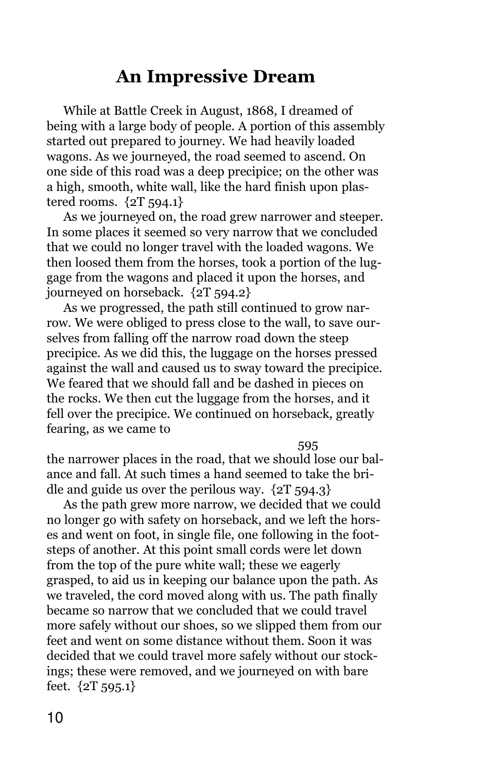## An Impressive Dream

While at Battle Creek in August, 1868, I dreamed of being with a large body of people. A portion of this assembly started out prepared to journey. We had heavily loaded wagons. As we journeyed, the road seemed to ascend. On one side of this road was a deep precipice; on the other was a high, smooth, white wall, like the hard finish upon plastered rooms. {2T 594.1}

As we journeyed on, the road grew narrower and steeper. In some places it seemed so very narrow that we concluded that we could no longer travel with the loaded wagons. We then loosed them from the horses, took a portion of the luggage from the wagons and placed it upon the horses, and journeyed on horseback. {2T 594.2}

As we progressed, the path still continued to grow narrow. We were obliged to press close to the wall, to save ourselves from falling off the narrow road down the steep precipice. As we did this, the luggage on the horses pressed against the wall and caused us to sway toward the precipice. We feared that we should fall and be dashed in pieces on the rocks. We then cut the luggage from the horses, and it fell over the precipice. We continued on horseback, greatly fearing, as we came to

595

the narrower places in the road, that we should lose our balance and fall. At such times a hand seemed to take the bridle and guide us over the perilous way. {2T 594.3}

As the path grew more narrow, we decided that we could no longer go with safety on horseback, and we left the horses and went on foot, in single file, one following in the footsteps of another. At this point small cords were let down from the top of the pure white wall; these we eagerly grasped, to aid us in keeping our balance upon the path. As we traveled, the cord moved along with us. The path finally became so narrow that we concluded that we could travel more safely without our shoes, so we slipped them from our feet and went on some distance without them. Soon it was decided that we could travel more safely without our stockings; these were removed, and we journeyed on with bare feet. {2T 595.1}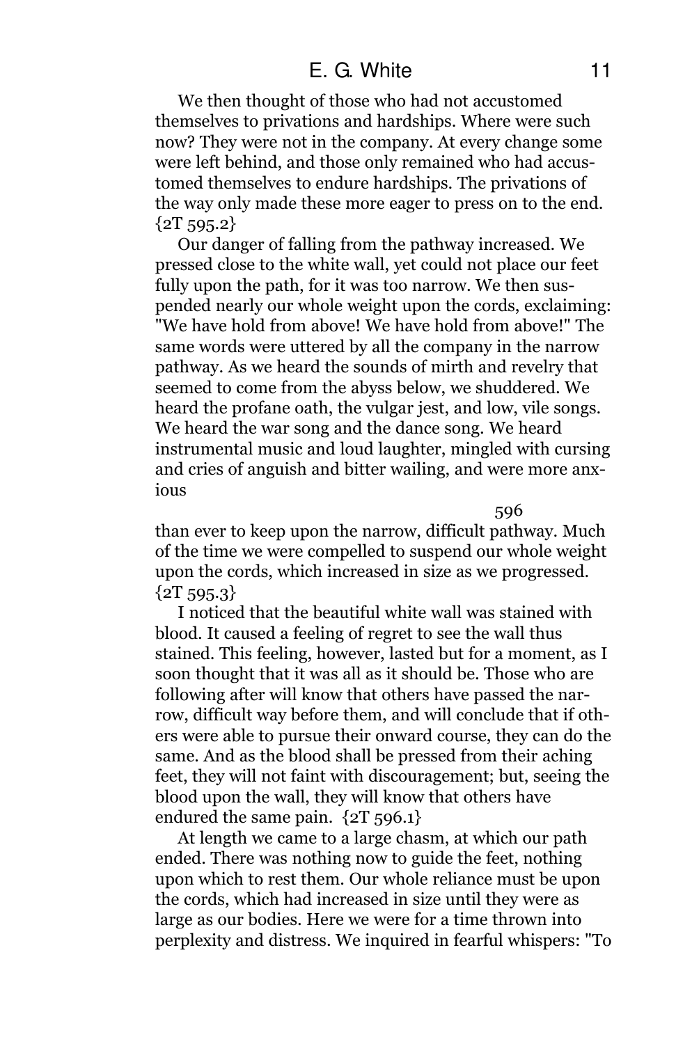We then thought of those who had not accustomed themselves to privations and hardships. Where were such now? They were not in the company. At every change some were left behind, and those only remained who had accustomed themselves to endure hardships. The privations of the way only made these more eager to press on to the end. {2T 595.2}

Our danger of falling from the pathway increased. We pressed close to the white wall, yet could not place our feet fully upon the path, for it was too narrow. We then suspended nearly our whole weight upon the cords, exclaiming: "We have hold from above! We have hold from above!" The same words were uttered by all the company in the narrow pathway. As we heard the sounds of mirth and revelry that seemed to come from the abyss below, we shuddered. We heard the profane oath, the vulgar jest, and low, vile songs. We heard the war song and the dance song. We heard instrumental music and loud laughter, mingled with cursing and cries of anguish and bitter wailing, and were more anxious

596

than ever to keep upon the narrow, difficult pathway. Much of the time we were compelled to suspend our whole weight upon the cords, which increased in size as we progressed. {2T 595.3}

I noticed that the beautiful white wall was stained with blood. It caused a feeling of regret to see the wall thus stained. This feeling, however, lasted but for a moment, as I soon thought that it was all as it should be. Those who are following after will know that others have passed the narrow, difficult way before them, and will conclude that if others were able to pursue their onward course, they can do the same. And as the blood shall be pressed from their aching feet, they will not faint with discouragement; but, seeing the blood upon the wall, they will know that others have endured the same pain. {2T 596.1}

At length we came to a large chasm, at which our path ended. There was nothing now to guide the feet, nothing upon which to rest them. Our whole reliance must be upon the cords, which had increased in size until they were as large as our bodies. Here we were for a time thrown into perplexity and distress. We inquired in fearful whispers: "To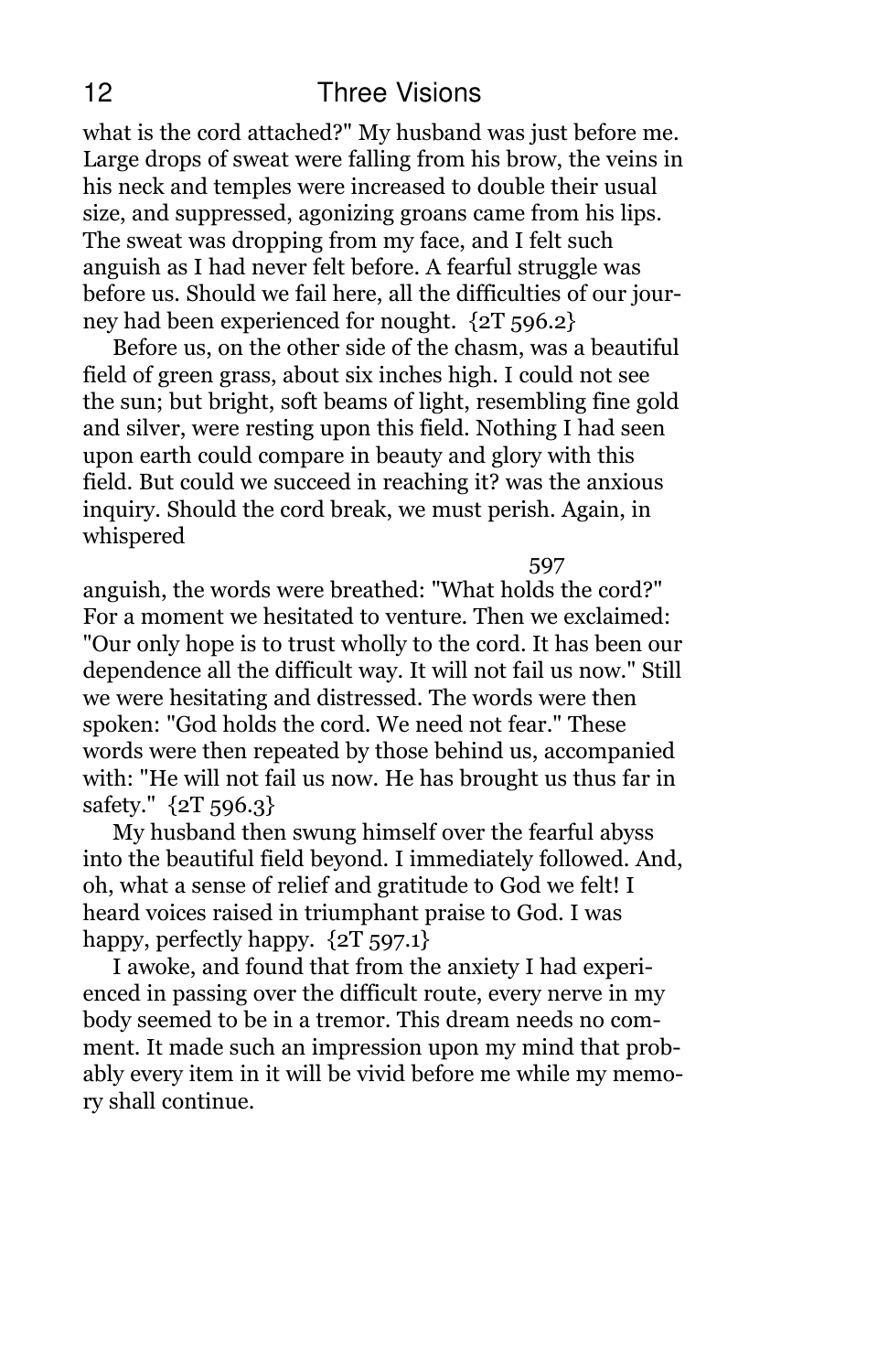what is the cord attached?" My husband was just before me. Large drops of sweat were falling from his brow, the veins in his neck and temples were increased to double their usual size, and suppressed, agonizing groans came from his lips. The sweat was dropping from my face, and I felt such anguish as I had never felt before. A fearful struggle was before us. Should we fail here, all the difficulties of our journey had been experienced for nought. {2T 596.2}

Before us, on the other side of the chasm, was a beautiful field of green grass, about six inches high. I could not see the sun; but bright, soft beams of light, resembling fine gold and silver, were resting upon this field. Nothing I had seen upon earth could compare in beauty and glory with this field. But could we succeed in reaching it? was the anxious inquiry. Should the cord break, we must perish. Again, in whispered

597

anguish, the words were breathed: "What holds the cord?" For a moment we hesitated to venture. Then we exclaimed: "Our only hope is to trust wholly to the cord. It has been our dependence all the difficult way. It will not fail us now." Still we were hesitating and distressed. The words were then spoken: "God holds the cord. We need not fear." These words were then repeated by those behind us, accompanied with: "He will not fail us now. He has brought us thus far in safety." {2T 596.3}

My husband then swung himself over the fearful abyss into the beautiful field beyond. I immediately followed. And, oh, what a sense of relief and gratitude to God we felt! I heard voices raised in triumphant praise to God. I was happy, perfectly happy. {2T 597.1}

I awoke, and found that from the anxiety I had experienced in passing over the difficult route, every nerve in my body seemed to be in a tremor. This dream needs no comment. It made such an impression upon my mind that probably every item in it will be vivid before me while my memory shall continue.